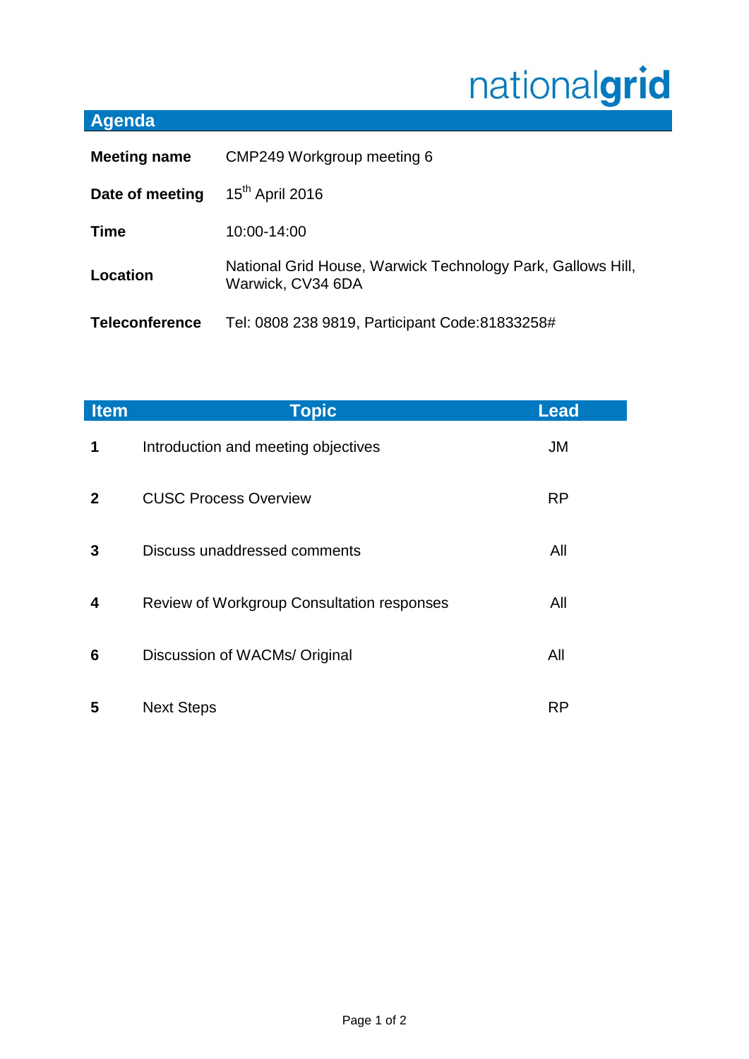nationalgrid

## Agenda

| | |
|---|---|
| **Meeting name** | CMP249 Workgroup meeting 6 |
| **Date of meeting** | 15th April 2016 |
| **Time** | 10:00-14:00 |
| **Location** | National Grid House, Warwick Technology Park, Gallows Hill, Warwick, CV34 6DA |
| **Teleconference** | Tel: 0808 238 9819, Participant Code:81833258# |

| Item | Topic | Lead |
|---|---|---|
| **1** | Introduction and meeting objectives | JM |
| **2** | CUSC Process Overview | RP |
| **3** | Discuss unaddressed comments | All |
| **4** | Review of Workgroup Consultation responses | All |
| **6** | Discussion of WACMs/ Original | All |
| **5** | Next Steps | RP |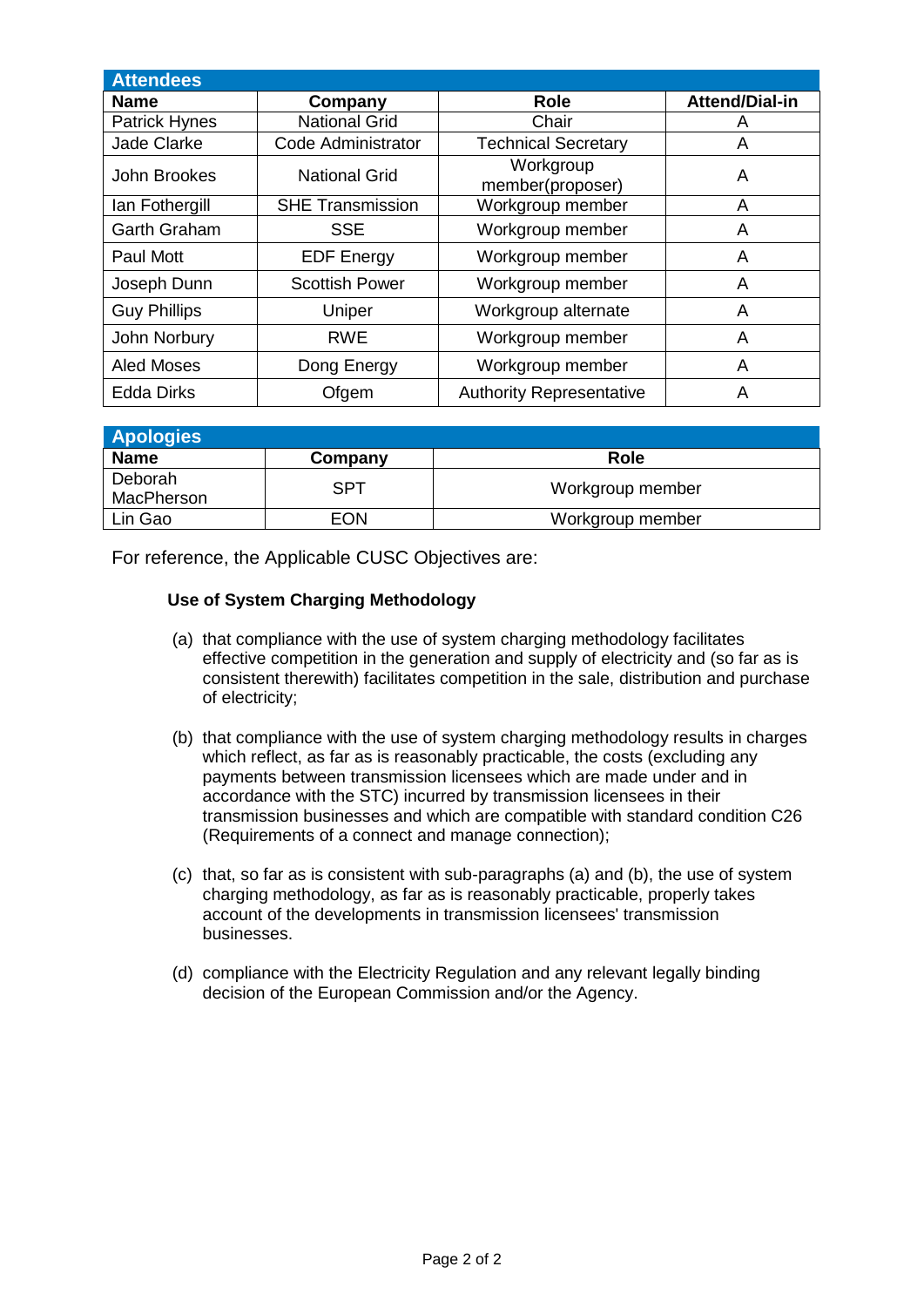| Attendees | | | |
|---|---|---|---|
| **Name** | **Company** | **Role** | **Attend/Dial-in** |
| Patrick Hynes | National Grid | Chair | A |
| Jade Clarke | Code Administrator | Technical Secretary | A |
| John Brookes | National Grid | Workgroup member(proposer) | A |
| Ian Fothergill | SHE Transmission | Workgroup member | A |
| Garth Graham | SSE | Workgroup member | A |
| Paul Mott | EDF Energy | Workgroup member | A |
| Joseph Dunn | Scottish Power | Workgroup member | A |
| Guy Phillips | Uniper | Workgroup alternate | A |
| John Norbury | RWE | Workgroup member | A |
| Aled Moses | Dong Energy | Workgroup member | A |
| Edda Dirks | Ofgem | Authority Representative | A |

| Apologies | | |
|---|---|---|
| **Name** | **Company** | **Role** |
| Deborah MacPherson | SPT | Workgroup member |
| Lin Gao | EON | Workgroup member |

For reference, the Applicable CUSC Objectives are:

**Use of System Charging Methodology**

(a) that compliance with the use of system charging methodology facilitates effective competition in the generation and supply of electricity and (so far as is consistent therewith) facilitates competition in the sale, distribution and purchase of electricity;

(b) that compliance with the use of system charging methodology results in charges which reflect, as far as is reasonably practicable, the costs (excluding any payments between transmission licensees which are made under and in accordance with the STC) incurred by transmission licensees in their transmission businesses and which are compatible with standard condition C26 (Requirements of a connect and manage connection);

(c) that, so far as is consistent with sub-paragraphs (a) and (b), the use of system charging methodology, as far as is reasonably practicable, properly takes account of the developments in transmission licensees' transmission businesses.

(d) compliance with the Electricity Regulation and any relevant legally binding decision of the European Commission and/or the Agency.